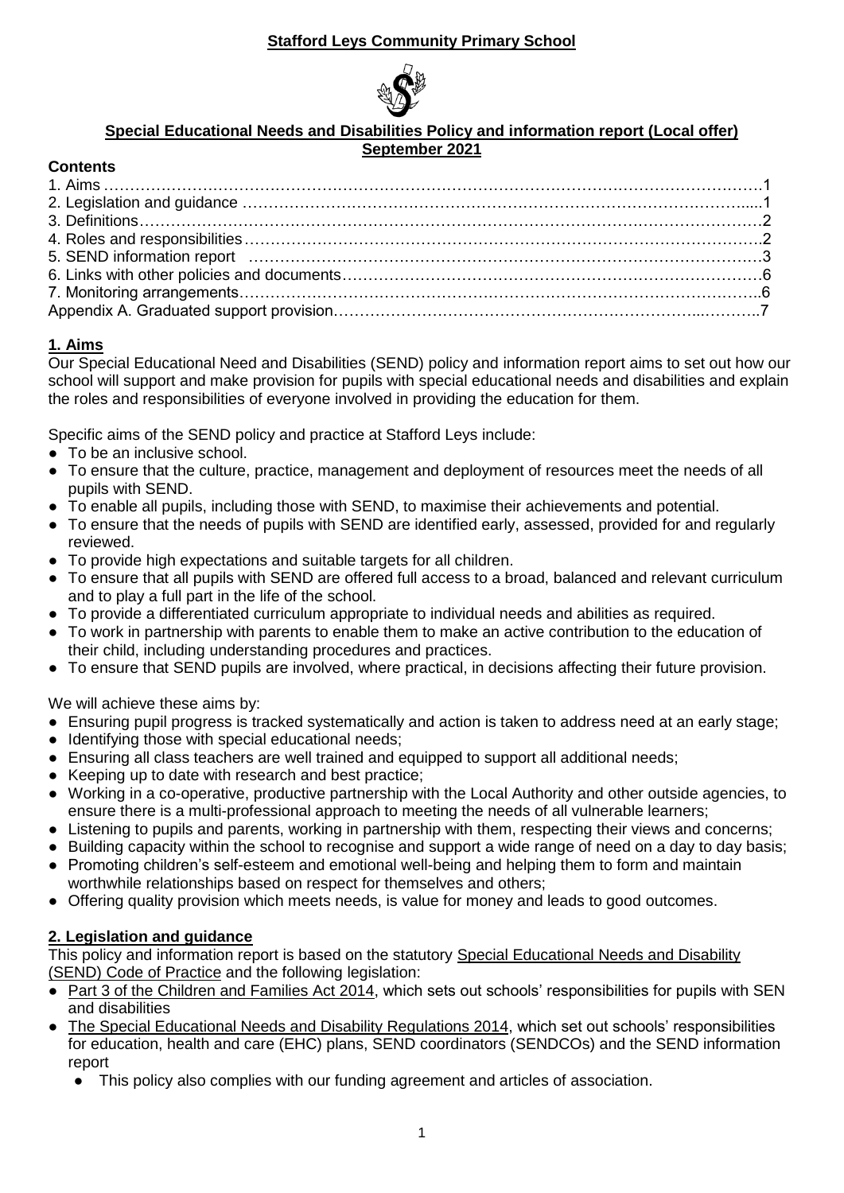**Stafford Leys Community Primary School**

**Special Educational Needs and Disabilities Policy and information report (Local offer)**
**September 2021**

**Contents**

1. Aims ……………………………………………………………………………………………………….1
2. Legislation and guidance ………………………………………………………………………………....1
3. Definitions……………………………………………………………………………………………………2
4. Roles and responsibilities…………………………………………………………………………………..2
5. SEND information report ……………………………………………………………………………………3
6. Links with other policies and documents……………………………………………………………………6
7. Monitoring arrangements……………………………………………………………………………………..6

Appendix A. Graduated support provision……………………………………………………………………..7

## 1. Aims

Our Special Educational Need and Disabilities (SEND) policy and information report aims to set out how our school will support and make provision for pupils with special educational needs and disabilities and explain the roles and responsibilities of everyone involved in providing the education for them.

Specific aims of the SEND policy and practice at Stafford Leys include:

- To be an inclusive school.
- To ensure that the culture, practice, management and deployment of resources meet the needs of all pupils with SEND.
- To enable all pupils, including those with SEND, to maximise their achievements and potential.
- To ensure that the needs of pupils with SEND are identified early, assessed, provided for and regularly reviewed.
- To provide high expectations and suitable targets for all children.
- To ensure that all pupils with SEND are offered full access to a broad, balanced and relevant curriculum and to play a full part in the life of the school.
- To provide a differentiated curriculum appropriate to individual needs and abilities as required.
- To work in partnership with parents to enable them to make an active contribution to the education of their child, including understanding procedures and practices.
- To ensure that SEND pupils are involved, where practical, in decisions affecting their future provision.

We will achieve these aims by:

- Ensuring pupil progress is tracked systematically and action is taken to address need at an early stage;
- Identifying those with special educational needs;
- Ensuring all class teachers are well trained and equipped to support all additional needs;
- Keeping up to date with research and best practice;
- Working in a co-operative, productive partnership with the Local Authority and other outside agencies, to ensure there is a multi-professional approach to meeting the needs of all vulnerable learners;
- Listening to pupils and parents, working in partnership with them, respecting their views and concerns;
- Building capacity within the school to recognise and support a wide range of need on a day to day basis;
- Promoting children's self-esteem and emotional well-being and helping them to form and maintain worthwhile relationships based on respect for themselves and others;
- Offering quality provision which meets needs, is value for money and leads to good outcomes.

## 2. Legislation and guidance

This policy and information report is based on the statutory Special Educational Needs and Disability (SEND) Code of Practice and the following legislation:

- Part 3 of the Children and Families Act 2014, which sets out schools' responsibilities for pupils with SEN and disabilities
- The Special Educational Needs and Disability Regulations 2014, which set out schools' responsibilities for education, health and care (EHC) plans, SEND coordinators (SENDCOs) and the SEND information report
  - This policy also complies with our funding agreement and articles of association.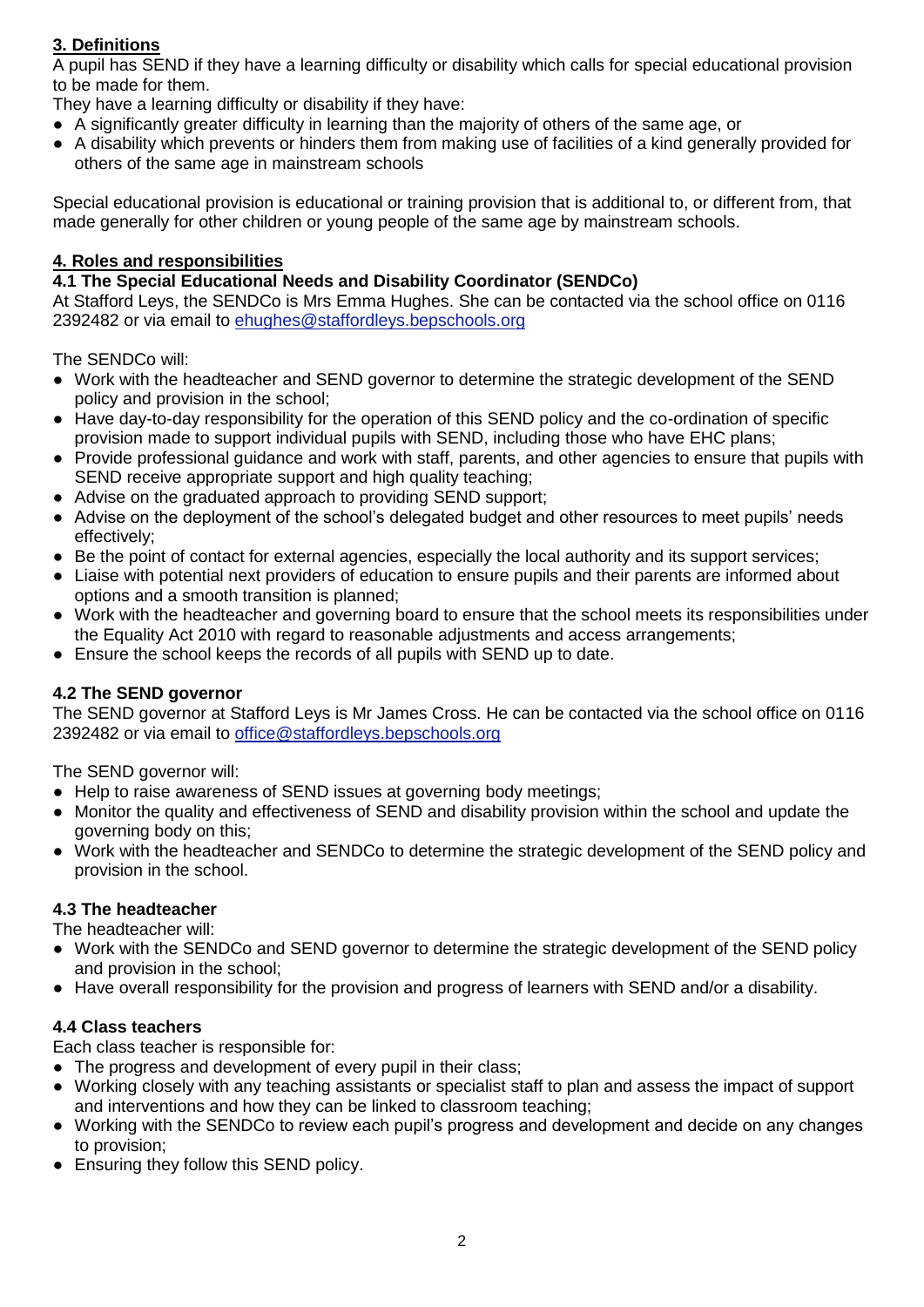## 3. Definitions

A pupil has SEND if they have a learning difficulty or disability which calls for special educational provision to be made for them.

They have a learning difficulty or disability if they have:

- A significantly greater difficulty in learning than the majority of others of the same age, or
- A disability which prevents or hinders them from making use of facilities of a kind generally provided for others of the same age in mainstream schools

Special educational provision is educational or training provision that is additional to, or different from, that made generally for other children or young people of the same age by mainstream schools.

## 4. Roles and responsibilities

### 4.1 The Special Educational Needs and Disability Coordinator (SENDCo)

At Stafford Leys, the SENDCo is Mrs Emma Hughes. She can be contacted via the school office on 0116 2392482 or via email to ehughes@staffordleys.bepschools.org

The SENDCo will:

- Work with the headteacher and SEND governor to determine the strategic development of the SEND policy and provision in the school;
- Have day-to-day responsibility for the operation of this SEND policy and the co-ordination of specific provision made to support individual pupils with SEND, including those who have EHC plans;
- Provide professional guidance and work with staff, parents, and other agencies to ensure that pupils with SEND receive appropriate support and high quality teaching;
- Advise on the graduated approach to providing SEND support;
- Advise on the deployment of the school's delegated budget and other resources to meet pupils' needs effectively;
- Be the point of contact for external agencies, especially the local authority and its support services;
- Liaise with potential next providers of education to ensure pupils and their parents are informed about options and a smooth transition is planned;
- Work with the headteacher and governing board to ensure that the school meets its responsibilities under the Equality Act 2010 with regard to reasonable adjustments and access arrangements;
- Ensure the school keeps the records of all pupils with SEND up to date.

### 4.2 The SEND governor

The SEND governor at Stafford Leys is Mr James Cross. He can be contacted via the school office on 0116 2392482 or via email to office@staffordleys.bepschools.org

The SEND governor will:

- Help to raise awareness of SEND issues at governing body meetings;
- Monitor the quality and effectiveness of SEND and disability provision within the school and update the governing body on this;
- Work with the headteacher and SENDCo to determine the strategic development of the SEND policy and provision in the school.

### 4.3 The headteacher

The headteacher will:

- Work with the SENDCo and SEND governor to determine the strategic development of the SEND policy and provision in the school;
- Have overall responsibility for the provision and progress of learners with SEND and/or a disability.

### 4.4 Class teachers

Each class teacher is responsible for:

- The progress and development of every pupil in their class;
- Working closely with any teaching assistants or specialist staff to plan and assess the impact of support and interventions and how they can be linked to classroom teaching;
- Working with the SENDCo to review each pupil's progress and development and decide on any changes to provision;
- Ensuring they follow this SEND policy.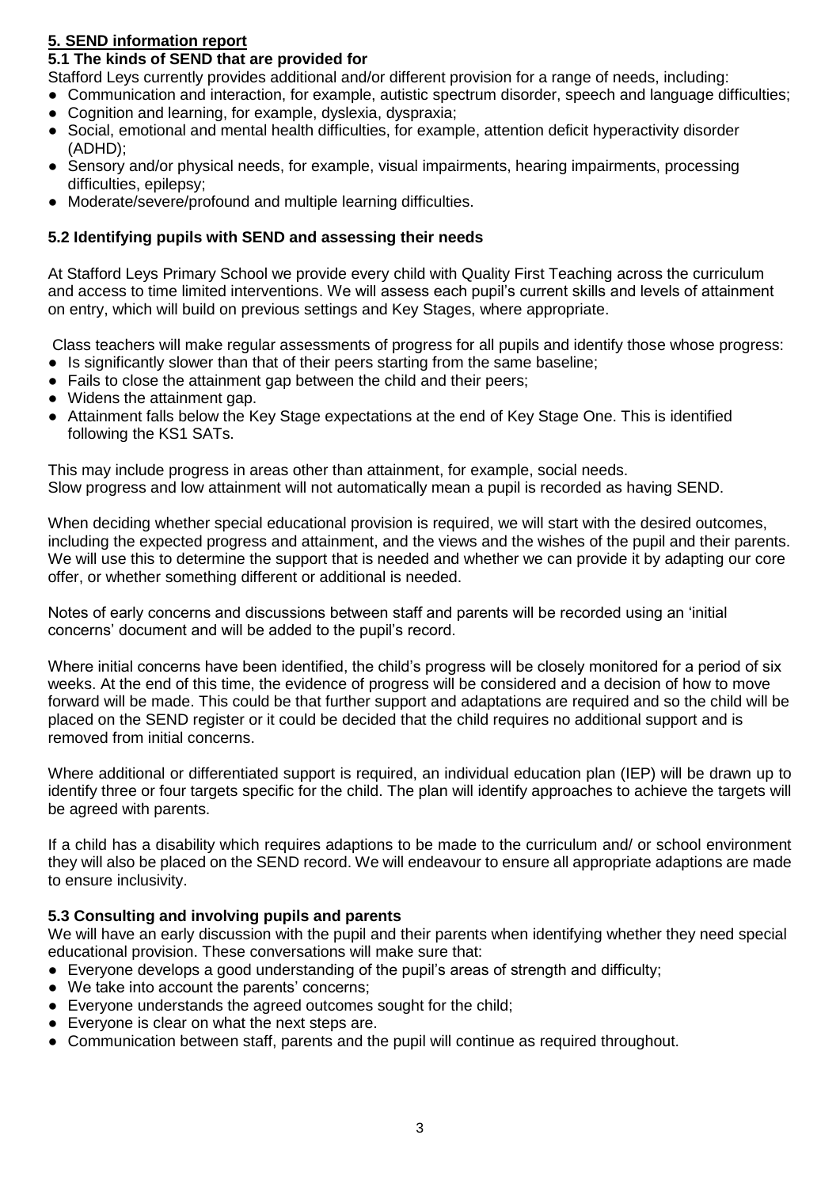## 5. SEND information report

### 5.1 The kinds of SEND that are provided for

Stafford Leys currently provides additional and/or different provision for a range of needs, including:

- Communication and interaction, for example, autistic spectrum disorder, speech and language difficulties;
- Cognition and learning, for example, dyslexia, dyspraxia;
- Social, emotional and mental health difficulties, for example, attention deficit hyperactivity disorder (ADHD);
- Sensory and/or physical needs, for example, visual impairments, hearing impairments, processing difficulties, epilepsy;
- Moderate/severe/profound and multiple learning difficulties.

### 5.2 Identifying pupils with SEND and assessing their needs

At Stafford Leys Primary School we provide every child with Quality First Teaching across the curriculum and access to time limited interventions. We will assess each pupil's current skills and levels of attainment on entry, which will build on previous settings and Key Stages, where appropriate.

Class teachers will make regular assessments of progress for all pupils and identify those whose progress:

- Is significantly slower than that of their peers starting from the same baseline;
- Fails to close the attainment gap between the child and their peers;
- Widens the attainment gap.
- Attainment falls below the Key Stage expectations at the end of Key Stage One. This is identified following the KS1 SATs.

This may include progress in areas other than attainment, for example, social needs.
Slow progress and low attainment will not automatically mean a pupil is recorded as having SEND.

When deciding whether special educational provision is required, we will start with the desired outcomes, including the expected progress and attainment, and the views and the wishes of the pupil and their parents. We will use this to determine the support that is needed and whether we can provide it by adapting our core offer, or whether something different or additional is needed.

Notes of early concerns and discussions between staff and parents will be recorded using an 'initial concerns' document and will be added to the pupil's record.

Where initial concerns have been identified, the child's progress will be closely monitored for a period of six weeks. At the end of this time, the evidence of progress will be considered and a decision of how to move forward will be made. This could be that further support and adaptations are required and so the child will be placed on the SEND register or it could be decided that the child requires no additional support and is removed from initial concerns.

Where additional or differentiated support is required, an individual education plan (IEP) will be drawn up to identify three or four targets specific for the child. The plan will identify approaches to achieve the targets will be agreed with parents.

If a child has a disability which requires adaptions to be made to the curriculum and/ or school environment they will also be placed on the SEND record. We will endeavour to ensure all appropriate adaptions are made to ensure inclusivity.

### 5.3 Consulting and involving pupils and parents

We will have an early discussion with the pupil and their parents when identifying whether they need special educational provision. These conversations will make sure that:

- Everyone develops a good understanding of the pupil's areas of strength and difficulty;
- We take into account the parents' concerns;
- Everyone understands the agreed outcomes sought for the child;
- Everyone is clear on what the next steps are.
- Communication between staff, parents and the pupil will continue as required throughout.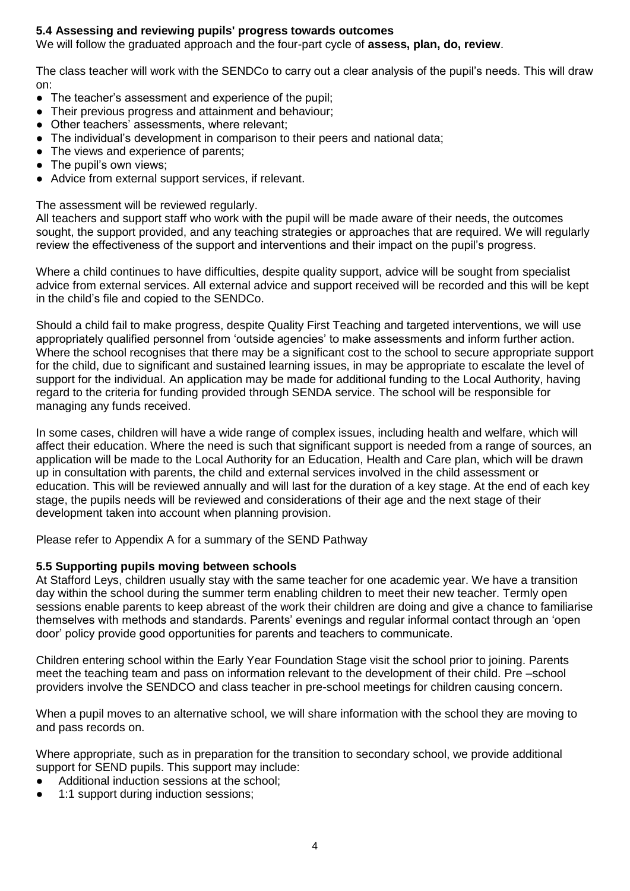**5.4 Assessing and reviewing pupils' progress towards outcomes**

We will follow the graduated approach and the four-part cycle of **assess, plan, do, review**.

The class teacher will work with the SENDCo to carry out a clear analysis of the pupil's needs. This will draw on:

- The teacher's assessment and experience of the pupil;
- Their previous progress and attainment and behaviour;
- Other teachers' assessments, where relevant;
- The individual's development in comparison to their peers and national data;
- The views and experience of parents;
- The pupil's own views;
- Advice from external support services, if relevant.

The assessment will be reviewed regularly.

All teachers and support staff who work with the pupil will be made aware of their needs, the outcomes sought, the support provided, and any teaching strategies or approaches that are required. We will regularly review the effectiveness of the support and interventions and their impact on the pupil's progress.

Where a child continues to have difficulties, despite quality support, advice will be sought from specialist advice from external services. All external advice and support received will be recorded and this will be kept in the child's file and copied to the SENDCo.

Should a child fail to make progress, despite Quality First Teaching and targeted interventions, we will use appropriately qualified personnel from 'outside agencies' to make assessments and inform further action. Where the school recognises that there may be a significant cost to the school to secure appropriate support for the child, due to significant and sustained learning issues, in may be appropriate to escalate the level of support for the individual. An application may be made for additional funding to the Local Authority, having regard to the criteria for funding provided through SENDA service. The school will be responsible for managing any funds received.

In some cases, children will have a wide range of complex issues, including health and welfare, which will affect their education. Where the need is such that significant support is needed from a range of sources, an application will be made to the Local Authority for an Education, Health and Care plan, which will be drawn up in consultation with parents, the child and external services involved in the child assessment or education. This will be reviewed annually and will last for the duration of a key stage. At the end of each key stage, the pupils needs will be reviewed and considerations of their age and the next stage of their development taken into account when planning provision.

Please refer to Appendix A for a summary of the SEND Pathway

**5.5 Supporting pupils moving between schools**

At Stafford Leys, children usually stay with the same teacher for one academic year. We have a transition day within the school during the summer term enabling children to meet their new teacher. Termly open sessions enable parents to keep abreast of the work their children are doing and give a chance to familiarise themselves with methods and standards. Parents' evenings and regular informal contact through an 'open door' policy provide good opportunities for parents and teachers to communicate.

Children entering school within the Early Year Foundation Stage visit the school prior to joining. Parents meet the teaching team and pass on information relevant to the development of their child. Pre –school providers involve the SENDCO and class teacher in pre-school meetings for children causing concern.

When a pupil moves to an alternative school, we will share information with the school they are moving to and pass records on.

Where appropriate, such as in preparation for the transition to secondary school, we provide additional support for SEND pupils. This support may include:

- Additional induction sessions at the school;
- 1:1 support during induction sessions;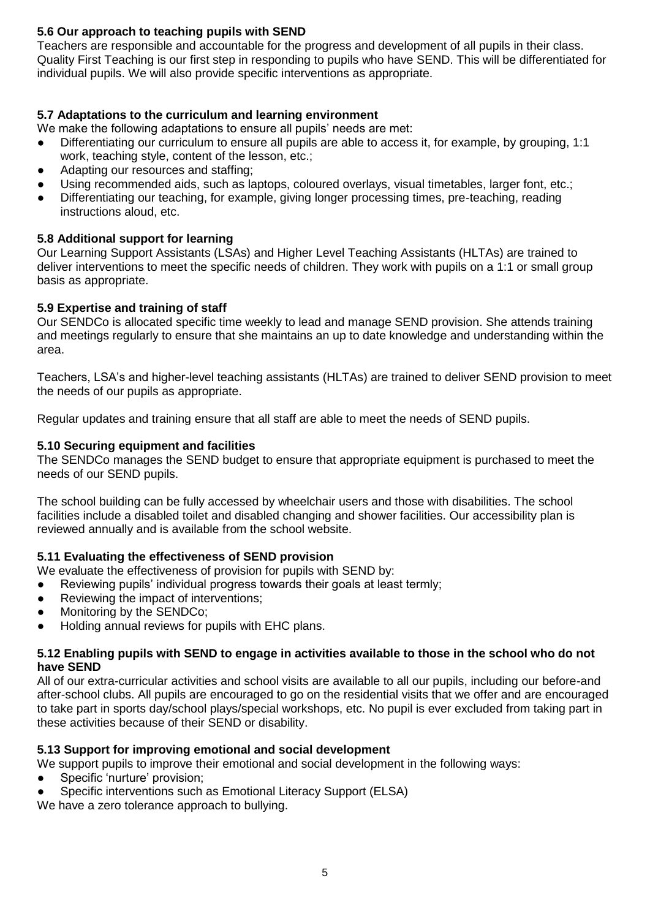### 5.6 Our approach to teaching pupils with SEND

Teachers are responsible and accountable for the progress and development of all pupils in their class. Quality First Teaching is our first step in responding to pupils who have SEND. This will be differentiated for individual pupils. We will also provide specific interventions as appropriate.

### 5.7 Adaptations to the curriculum and learning environment

We make the following adaptations to ensure all pupils' needs are met:

- Differentiating our curriculum to ensure all pupils are able to access it, for example, by grouping, 1:1 work, teaching style, content of the lesson, etc.;
- Adapting our resources and staffing;
- Using recommended aids, such as laptops, coloured overlays, visual timetables, larger font, etc.;
- Differentiating our teaching, for example, giving longer processing times, pre-teaching, reading instructions aloud, etc.

### 5.8 Additional support for learning

Our Learning Support Assistants (LSAs) and Higher Level Teaching Assistants (HLTAs) are trained to deliver interventions to meet the specific needs of children. They work with pupils on a 1:1 or small group basis as appropriate.

### 5.9 Expertise and training of staff

Our SENDCo is allocated specific time weekly to lead and manage SEND provision. She attends training and meetings regularly to ensure that she maintains an up to date knowledge and understanding within the area.

Teachers, LSA's and higher-level teaching assistants (HLTAs) are trained to deliver SEND provision to meet the needs of our pupils as appropriate.

Regular updates and training ensure that all staff are able to meet the needs of SEND pupils.

### 5.10 Securing equipment and facilities

The SENDCo manages the SEND budget to ensure that appropriate equipment is purchased to meet the needs of our SEND pupils.

The school building can be fully accessed by wheelchair users and those with disabilities. The school facilities include a disabled toilet and disabled changing and shower facilities. Our accessibility plan is reviewed annually and is available from the school website.

### 5.11 Evaluating the effectiveness of SEND provision

We evaluate the effectiveness of provision for pupils with SEND by:

- Reviewing pupils' individual progress towards their goals at least termly;
- Reviewing the impact of interventions;
- Monitoring by the SENDCo;
- Holding annual reviews for pupils with EHC plans.

### 5.12 Enabling pupils with SEND to engage in activities available to those in the school who do not have SEND

All of our extra-curricular activities and school visits are available to all our pupils, including our before-and after-school clubs. All pupils are encouraged to go on the residential visits that we offer and are encouraged to take part in sports day/school plays/special workshops, etc. No pupil is ever excluded from taking part in these activities because of their SEND or disability.

### 5.13 Support for improving emotional and social development

We support pupils to improve their emotional and social development in the following ways:

- Specific 'nurture' provision;
- Specific interventions such as Emotional Literacy Support (ELSA)

We have a zero tolerance approach to bullying.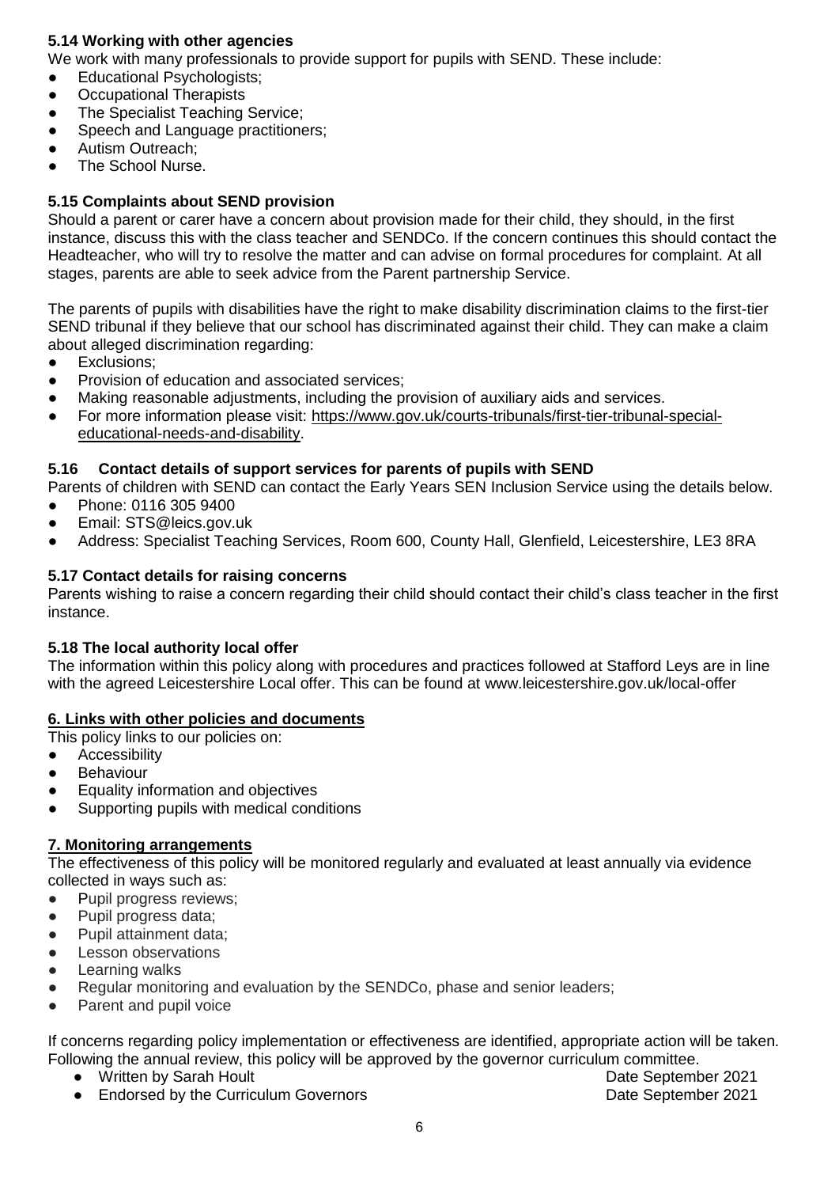### 5.14 Working with other agencies

We work with many professionals to provide support for pupils with SEND. These include:

- Educational Psychologists;
- Occupational Therapists
- The Specialist Teaching Service;
- Speech and Language practitioners;
- Autism Outreach;
- The School Nurse.

### 5.15 Complaints about SEND provision

Should a parent or carer have a concern about provision made for their child, they should, in the first instance, discuss this with the class teacher and SENDCo. If the concern continues this should contact the Headteacher, who will try to resolve the matter and can advise on formal procedures for complaint. At all stages, parents are able to seek advice from the Parent partnership Service.

The parents of pupils with disabilities have the right to make disability discrimination claims to the first-tier SEND tribunal if they believe that our school has discriminated against their child. They can make a claim about alleged discrimination regarding:

- Exclusions;
- Provision of education and associated services;
- Making reasonable adjustments, including the provision of auxiliary aids and services.
- For more information please visit: https://www.gov.uk/courts-tribunals/first-tier-tribunal-special-educational-needs-and-disability.

### 5.16 Contact details of support services for parents of pupils with SEND

Parents of children with SEND can contact the Early Years SEN Inclusion Service using the details below.

- Phone: 0116 305 9400
- Email: STS@leics.gov.uk
- Address: Specialist Teaching Services, Room 600, County Hall, Glenfield, Leicestershire, LE3 8RA

### 5.17 Contact details for raising concerns

Parents wishing to raise a concern regarding their child should contact their child's class teacher in the first instance.

### 5.18 The local authority local offer

The information within this policy along with procedures and practices followed at Stafford Leys are in line with the agreed Leicestershire Local offer. This can be found at www.leicestershire.gov.uk/local-offer

## 6. Links with other policies and documents

This policy links to our policies on:

- Accessibility
- Behaviour
- Equality information and objectives
- Supporting pupils with medical conditions

## 7. Monitoring arrangements

The effectiveness of this policy will be monitored regularly and evaluated at least annually via evidence collected in ways such as:

- Pupil progress reviews;
- Pupil progress data;
- Pupil attainment data;
- Lesson observations
- Learning walks
- Regular monitoring and evaluation by the SENDCo, phase and senior leaders;
- Parent and pupil voice

If concerns regarding policy implementation or effectiveness are identified, appropriate action will be taken. Following the annual review, this policy will be approved by the governor curriculum committee.

- Written by Sarah Hoult — Date September 2021
- Endorsed by the Curriculum Governors — Date September 2021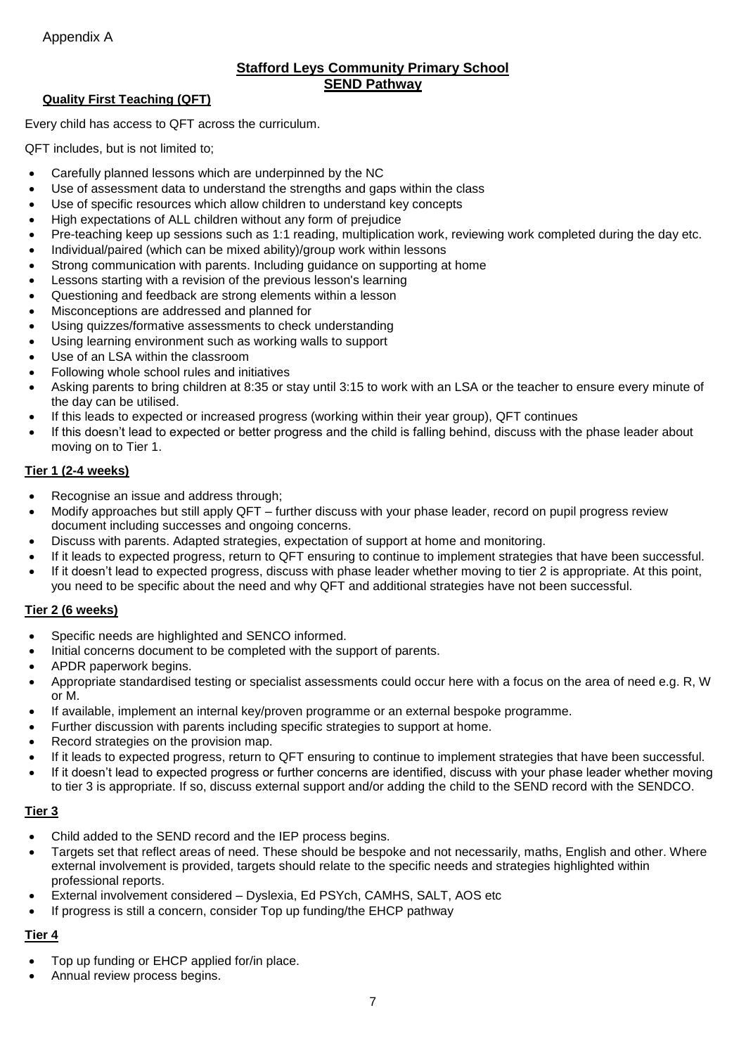Appendix A

## Stafford Leys Community Primary School
## SEND Pathway

### Quality First Teaching (QFT)

Every child has access to QFT across the curriculum.

QFT includes, but is not limited to;

- Carefully planned lessons which are underpinned by the NC
- Use of assessment data to understand the strengths and gaps within the class
- Use of specific resources which allow children to understand key concepts
- High expectations of ALL children without any form of prejudice
- Pre-teaching keep up sessions such as 1:1 reading, multiplication work, reviewing work completed during the day etc.
- Individual/paired (which can be mixed ability)/group work within lessons
- Strong communication with parents. Including guidance on supporting at home
- Lessons starting with a revision of the previous lesson's learning
- Questioning and feedback are strong elements within a lesson
- Misconceptions are addressed and planned for
- Using quizzes/formative assessments to check understanding
- Using learning environment such as working walls to support
- Use of an LSA within the classroom
- Following whole school rules and initiatives
- Asking parents to bring children at 8:35 or stay until 3:15 to work with an LSA or the teacher to ensure every minute of the day can be utilised.
- If this leads to expected or increased progress (working within their year group), QFT continues
- If this doesn't lead to expected or better progress and the child is falling behind, discuss with the phase leader about moving on to Tier 1.

### Tier 1 (2-4 weeks)

- Recognise an issue and address through;
- Modify approaches but still apply QFT – further discuss with your phase leader, record on pupil progress review document including successes and ongoing concerns.
- Discuss with parents. Adapted strategies, expectation of support at home and monitoring.
- If it leads to expected progress, return to QFT ensuring to continue to implement strategies that have been successful.
- If it doesn't lead to expected progress, discuss with phase leader whether moving to tier 2 is appropriate. At this point, you need to be specific about the need and why QFT and additional strategies have not been successful.

### Tier 2 (6 weeks)

- Specific needs are highlighted and SENCO informed.
- Initial concerns document to be completed with the support of parents.
- APDR paperwork begins.
- Appropriate standardised testing or specialist assessments could occur here with a focus on the area of need e.g. R, W or M.
- If available, implement an internal key/proven programme or an external bespoke programme.
- Further discussion with parents including specific strategies to support at home.
- Record strategies on the provision map.
- If it leads to expected progress, return to QFT ensuring to continue to implement strategies that have been successful.
- If it doesn't lead to expected progress or further concerns are identified, discuss with your phase leader whether moving to tier 3 is appropriate. If so, discuss external support and/or adding the child to the SEND record with the SENDCO.

### Tier 3

- Child added to the SEND record and the IEP process begins.
- Targets set that reflect areas of need. These should be bespoke and not necessarily, maths, English and other. Where external involvement is provided, targets should relate to the specific needs and strategies highlighted within professional reports.
- External involvement considered – Dyslexia, Ed PSYch, CAMHS, SALT, AOS etc
- If progress is still a concern, consider Top up funding/the EHCP pathway

### Tier 4

- Top up funding or EHCP applied for/in place.
- Annual review process begins.